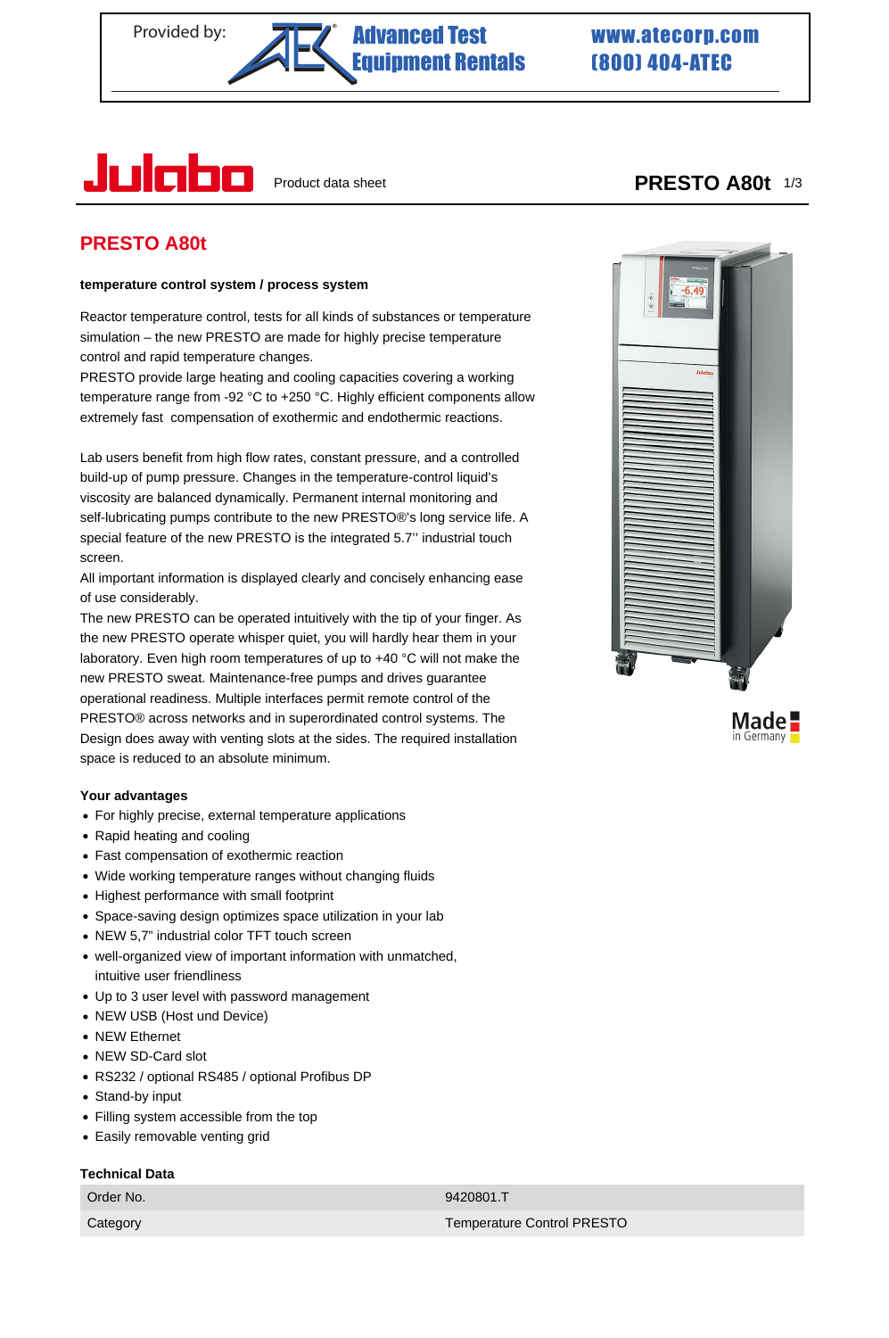Provided by: Advanced Test Equipment Rentals www.atecorp.com (800) 404-ATEC

# PRESTO A80t

**temperature control system / process system**

Reactor temperature control, tests for all kinds of substances or temperature simulation – the new PRESTO are made for highly precise temperature control and rapid temperature changes.
PRESTO provide large heating and cooling capacities covering a working temperature range from -92 °C to +250 °C. Highly efficient components allow extremely fast compensation of exothermic and endothermic reactions.

Lab users benefit from high flow rates, constant pressure, and a controlled build-up of pump pressure. Changes in the temperature-control liquid's viscosity are balanced dynamically. Permanent internal monitoring and self-lubricating pumps contribute to the new PRESTO®'s long service life. A special feature of the new PRESTO is the integrated 5.7'' industrial touch screen.
All important information is displayed clearly and concisely enhancing ease of use considerably.
The new PRESTO can be operated intuitively with the tip of your finger. As the new PRESTO operate whisper quiet, you will hardly hear them in your laboratory. Even high room temperatures of up to +40 °C will not make the new PRESTO sweat. Maintenance-free pumps and drives guarantee operational readiness. Multiple interfaces permit remote control of the PRESTO® across networks and in superordinated control systems. The Design does away with venting slots at the sides. The required installation space is reduced to an absolute minimum.

Made in Germany

**Your advantages**

- For highly precise, external temperature applications
- Rapid heating and cooling
- Fast compensation of exothermic reaction
- Wide working temperature ranges without changing fluids
- Highest performance with small footprint
- Space-saving design optimizes space utilization in your lab
- NEW 5,7" industrial color TFT touch screen
- well-organized view of important information with unmatched, intuitive user friendliness
- Up to 3 user level with password management
- NEW USB (Host und Device)
- NEW Ethernet
- NEW SD-Card slot
- RS232 / optional RS485 / optional Profibus DP
- Stand-by input
- Filling system accessible from the top
- Easily removable venting grid

**Technical Data**

| | |
|---|---|
| Order No. | 9420801.T |
| Category | Temperature Control PRESTO |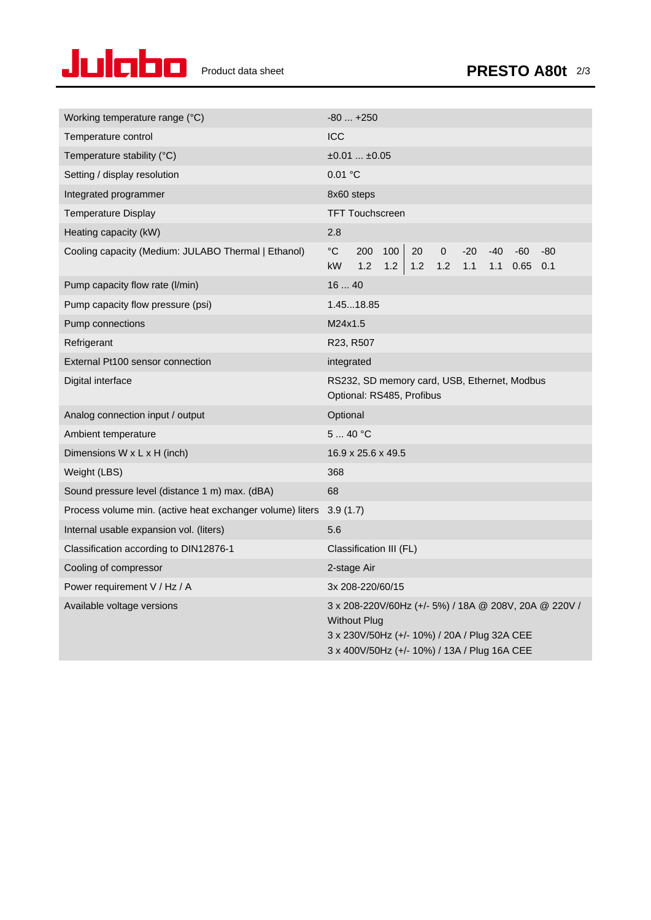| | |
|---|---|
| Working temperature range (°C) | -80 ... +250 |
| Temperature control | ICC |
| Temperature stability (°C) | ±0.01 ... ±0.05 |
| Setting / display resolution | 0.01 °C |
| Integrated programmer | 8x60 steps |
| Temperature Display | TFT Touchscreen |
| Heating capacity (kW) | 2.8 |
| Cooling capacity (Medium: JULABO Thermal \| Ethanol) | °C: 200, 100 \| 20, 0, -20, -40, -60, -80<br>kW: 1.2, 1.2 \| 1.2, 1.2, 1.1, 1.1, 0.65, 0.1 |
| Pump capacity flow rate (l/min) | 16 ... 40 |
| Pump capacity flow pressure (psi) | 1.45...18.85 |
| Pump connections | M24x1.5 |
| Refrigerant | R23, R507 |
| External Pt100 sensor connection | integrated |
| Digital interface | RS232, SD memory card, USB, Ethernet, Modbus<br>Optional: RS485, Profibus |
| Analog connection input / output | Optional |
| Ambient temperature | 5 ... 40 °C |
| Dimensions W x L x H (inch) | 16.9 x 25.6 x 49.5 |
| Weight (LBS) | 368 |
| Sound pressure level (distance 1 m) max. (dBA) | 68 |
| Process volume min. (active heat exchanger volume) liters | 3.9 (1.7) |
| Internal usable expansion vol. (liters) | 5.6 |
| Classification according to DIN12876-1 | Classification III (FL) |
| Cooling of compressor | 2-stage Air |
| Power requirement V / Hz / A | 3x 208-220/60/15 |
| Available voltage versions | 3 x 208-220V/60Hz (+/- 5%) / 18A @ 208V, 20A @ 220V / Without Plug<br>3 x 230V/50Hz (+/- 10%) / 20A / Plug 32A CEE<br>3 x 400V/50Hz (+/- 10%) / 13A / Plug 16A CEE |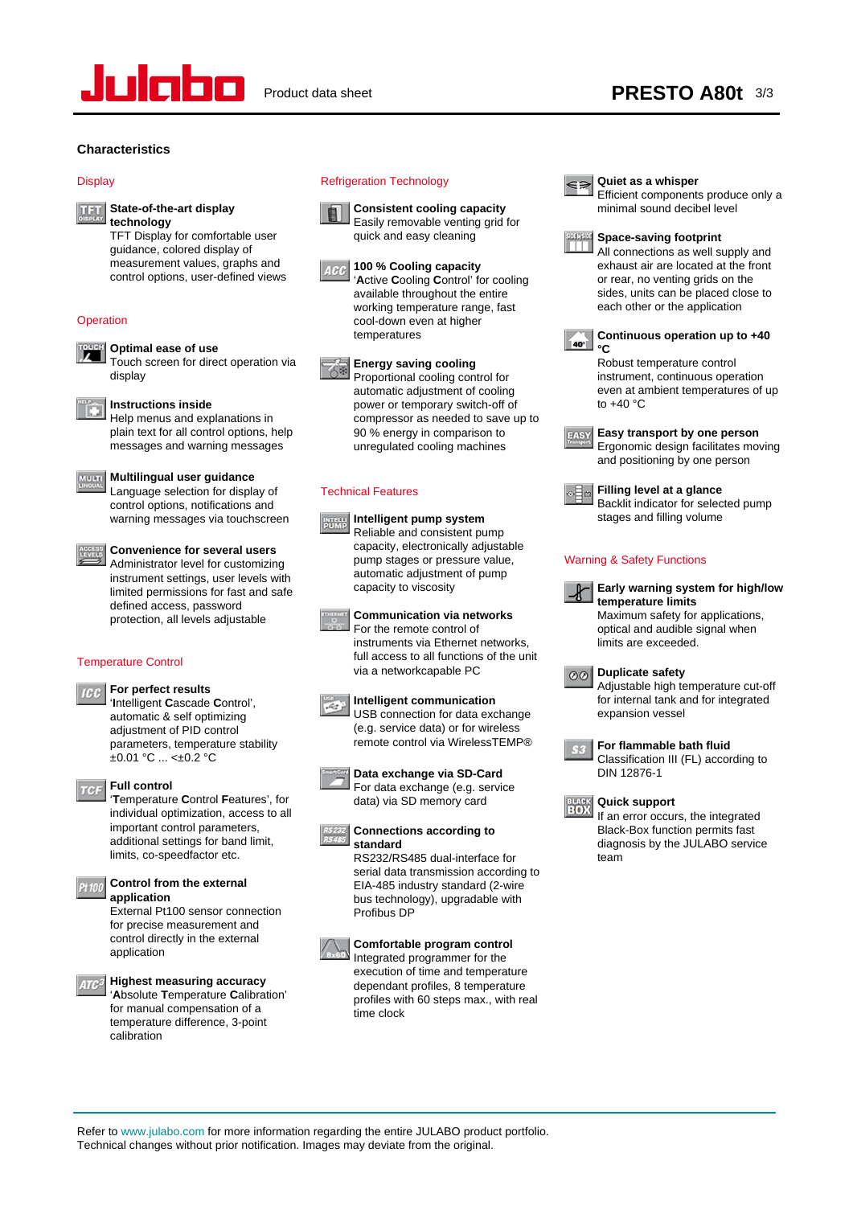Product data sheet

# PRESTO A80t

## Characteristics

### Display

**State-of-the-art display technology**
TFT Display for comfortable user guidance, colored display of measurement values, graphs and control options, user-defined views

### Operation

**Optimal ease of use**
Touch screen for direct operation via display

**Instructions inside**
Help menus and explanations in plain text for all control options, help messages and warning messages

**Multilingual user guidance**
Language selection for display of control options, notifications and warning messages via touchscreen

**Convenience for several users**
Administrator level for customizing instrument settings, user levels with limited permissions for fast and safe defined access, password protection, all levels adjustable

### Temperature Control

**For perfect results**
'**I**ntelligent **C**ascade **C**ontrol', automatic & self optimizing adjustment of PID control parameters, temperature stability ±0.01 °C ... <±0.2 °C

**Full control**
'**T**emperature **C**ontrol **F**eatures', for individual optimization, access to all important control parameters, additional settings for band limit, limits, co-speedfactor etc.

**Control from the external application**
External Pt100 sensor connection for precise measurement and control directly in the external application

**Highest measuring accuracy**
'**A**bsolute **T**emperature **C**alibration' for manual compensation of a temperature difference, 3-point calibration

### Refrigeration Technology

**Consistent cooling capacity**
Easily removable venting grid for quick and easy cleaning

**100 % Cooling capacity**
'**A**ctive **C**ooling **C**ontrol' for cooling available throughout the entire working temperature range, fast cool-down even at higher temperatures

**Energy saving cooling**
Proportional cooling control for automatic adjustment of cooling power or temporary switch-off of compressor as needed to save up to 90 % energy in comparison to unregulated cooling machines

### Technical Features

**Intelligent pump system**
Reliable and consistent pump capacity, electronically adjustable pump stages or pressure value, automatic adjustment of pump capacity to viscosity

**Communication via networks**
For the remote control of instruments via Ethernet networks, full access to all functions of the unit via a networkcapable PC

**Intelligent communication**
USB connection for data exchange (e.g. service data) or for wireless remote control via WirelessTEMP®

**Data exchange via SD-Card**
For data exchange (e.g. service data) via SD memory card

**Connections according to standard**
RS232/RS485 dual-interface for serial data transmission according to EIA-485 industry standard (2-wire bus technology), upgradable with Profibus DP

**Comfortable program control**
Integrated programmer for the execution of time and temperature dependant profiles, 8 temperature profiles with 60 steps max., with real time clock

**Quiet as a whisper**
Efficient components produce only a minimal sound decibel level

**Space-saving footprint**
All connections as well supply and exhaust air are located at the front or rear, no venting grids on the sides, units can be placed close to each other or the application

**Continuous operation up to +40 °C**
Robust temperature control instrument, continuous operation even at ambient temperatures of up to +40 °C

**Easy transport by one person**
Ergonomic design facilitates moving and positioning by one person

**Filling level at a glance**
Backlit indicator for selected pump stages and filling volume

### Warning & Safety Functions

**Early warning system for high/low temperature limits**
Maximum safety for applications, optical and audible signal when limits are exceeded.

**Duplicate safety**
Adjustable high temperature cut-off for internal tank and for integrated expansion vessel

**For flammable bath fluid**
Classification III (FL) according to DIN 12876-1

**Quick support**
If an error occurs, the integrated Black-Box function permits fast diagnosis by the JULABO service team

Refer to www.julabo.com for more information regarding the entire JULABO product portfolio.
Technical changes without prior notification. Images may deviate from the original.